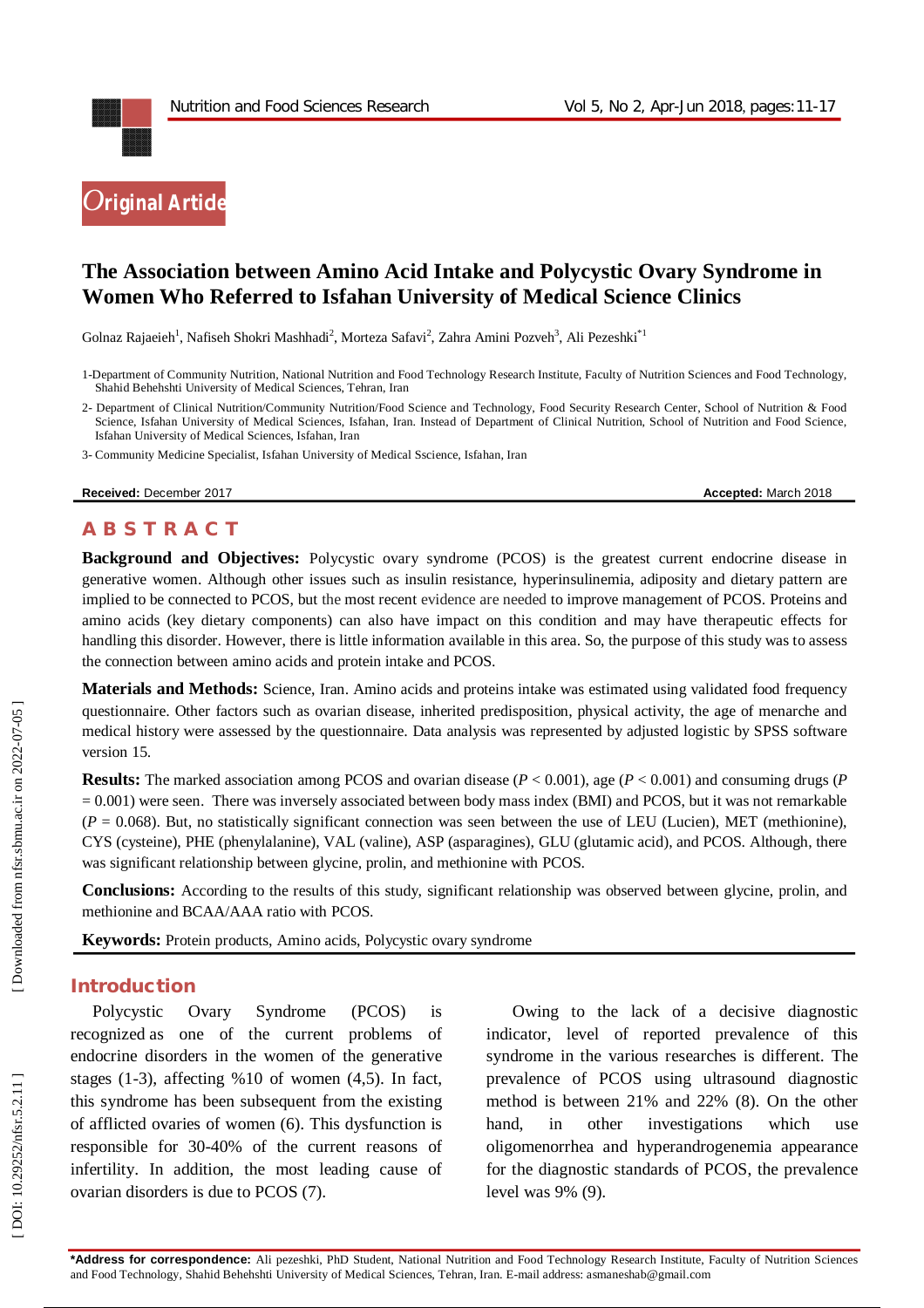Original Article

# The Association between Amino Acid Intake and Polycystic Ovary Syndrome in Women Who Referred to Isfahan University of Medical Science Clinics

Golnaz Rajaeieh[1], Nafiseh Shokri Mashhadi[2], Morteza Safavi[2], Zahra Amini Pozveh[3], Ali Pezeshki*[1]

1-Department of Community Nutrition, National Nutrition and Food Technology Research Institute, Faculty of Nutrition Sciences and Food Technology, Shahid Behehshti University of Medical Sciences, Tehran, Iran

2- Department of Clinical Nutrition/Community Nutrition/Food Science and Technology, Food Security Research Center, School of Nutrition & Food Science, Isfahan University of Medical Sciences, Isfahan, Iran. Instead of Department of Clinical Nutrition, School of Nutrition and Food Science, Isfahan University of Medical Sciences, Isfahan, Iran

3- Community Medicine Specialist, Isfahan University of Medical Sscience, Isfahan, Iran

**Received:** December 2017 **Accepted:** March 2018

## ABSTRACT

**Background and Objectives:** Polycystic ovary syndrome (PCOS) is the greatest current endocrine disease in generative women. Although other issues such as insulin resistance, hyperinsulinemia, adiposity and dietary pattern are implied to be connected to PCOS, but the most recent evidence are needed to improve management of PCOS. Proteins and amino acids (key dietary components) can also have impact on this condition and may have therapeutic effects for handling this disorder. However, there is little information available in this area. So, the purpose of this study was to assess the connection between amino acids and protein intake and PCOS.

**Materials and Methods:** Science, Iran. Amino acids and proteins intake was estimated using validated food frequency questionnaire. Other factors such as ovarian disease, inherited predisposition, physical activity, the age of menarche and medical history were assessed by the questionnaire. Data analysis was represented by adjusted logistic by SPSS software version 15.

**Results:** The marked association among PCOS and ovarian disease ($P < 0.001$), age ($P < 0.001$) and consuming drugs ($P = 0.001$) were seen. There was inversely associated between body mass index (BMI) and PCOS, but it was not remarkable ($P = 0.068$). But, no statistically significant connection was seen between the use of LEU (Lucien), MET (methionine), CYS (cysteine), PHE (phenylalanine), VAL (valine), ASP (asparagines), GLU (glutamic acid), and PCOS. Although, there was significant relationship between glycine, prolin, and methionine with PCOS.

**Conclusions:** According to the results of this study, significant relationship was observed between glycine, prolin, and methionine and BCAA/AAA ratio with PCOS.

**Keywords:** Protein products, Amino acids, Polycystic ovary syndrome

## Introduction

Polycystic Ovary Syndrome (PCOS) is recognized as one of the current problems of endocrine disorders in the women of the generative stages (1-3), affecting %10 of women (4,5). In fact, this syndrome has subsequent from the existing of afflicted ovaries of women (6). This dysfunction is responsible for 30-40% of the current reasons of infertility. In addition, the most leading cause of ovarian disorders is due to PCOS (7).

Owing to the lack of a decisive diagnostic indicator, level of reported prevalence of this syndrome in the various researches is different. The prevalence of PCOS using ultrasound diagnostic method is between 21% and 22% (8). On the other hand, in other investigations which use oligomenorrhea and hyperandrogenemia appearance for the diagnostic standards of PCOS, the prevalence level was 9% (9).

**\*Address for correspondence:** Ali pezeshki, PhD Student, National Nutrition and Food Technology Research Institute, Faculty of Nutrition Sciences and Food Technology, Shahid Behehshti University of Medical Sciences, Tehran, Iran. E-mail address: asmaneshab@gmail.com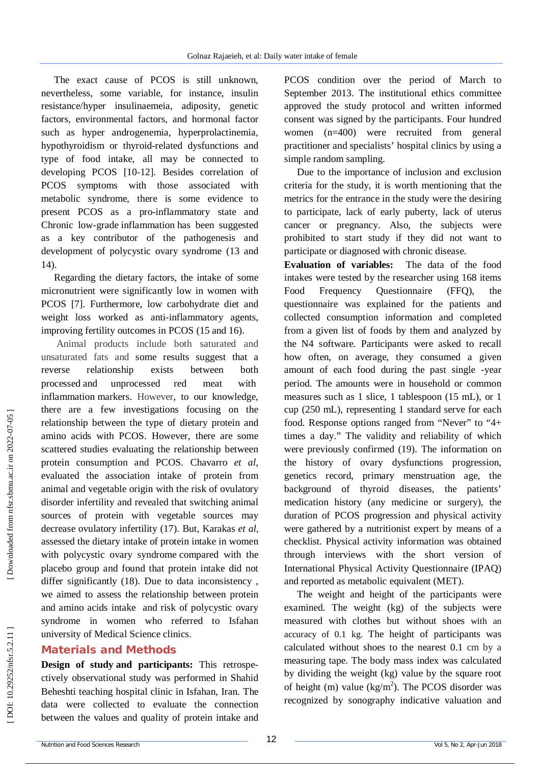The exact cause of PCOS is still unknown, nevertheless, some variable, for instance, insulin resistance/hyper insulinaemeia, adiposity, genetic factors, environmental factors, and hormonal factor such as hyper androgenemia, hyperprolactinemia, hypothyroidism or thyroid-related dysfunctions and type of food intake, all may be connected to developing PCOS [10-12]. Besides correlation of PCOS symptoms with those associated with metabolic syndrome, there is some evidence to present PCOS as a pro-inflammatory state and Chronic low-grade inflammation has been suggested as a key contributor of the pathogenesis and development of polycystic ovary syndrome (13 and 14).

Regarding the dietary factors, the intake of some micronutrient were significantly low in women with PCOS [7]. Furthermore, low carbohydrate diet and weight loss worked as anti-inflammatory agents, improving fertility outcomes in PCOS (15 and 16).

Animal products include both saturated and unsaturated fats and some results suggest that a reverse relationship exists between both processed and unprocessed red meat with inflammation markers. However, to our knowledge, there are a few investigations focusing on the relationship between the type of dietary protein and amino acids with PCOS. However, there are some scattered studies evaluating the relationship between protein consumption and PCOS. Chavarro *et al*, evaluated the association intake of protein from animal and vegetable origin with the risk of ovulatory disorder infertility and revealed that switching animal sources of protein with vegetable sources may decrease ovulatory infertility (17). But, Karakas *et al*, assessed the dietary intake of protein intake in women with polycystic ovary syndrome compared with the placebo group and found that protein intake did not differ significantly (18). Due to data inconsistency , we aimed to assess the relationship between protein and amino acids intake and risk of polycystic ovary syndrome in women who referred to Isfahan university of Medical Science clinics.

## Materials and Methods

**Design of study and participants:** This retrospectively observational study was performed in Shahid Beheshti teaching hospital clinic in Isfahan, Iran. The data were collected to evaluate the connection between the values and quality of protein intake and PCOS condition over the period of March to September 2013. The institutional ethics committee approved the study protocol and written informed consent was signed by the participants. Four hundred women (n=400) were recruited from general practitioner and specialists' hospital clinics by using a simple random sampling.

Due to the importance of inclusion and exclusion criteria for the study, it is worth mentioning that the metrics for the entrance in the study were the desiring to participate, lack of early puberty, lack of uterus cancer or pregnancy. Also, the subjects were prohibited to start study if they did not want to participate or diagnosed with chronic disease.

**Evaluation of variables:** The data of the food intakes were tested by the researcher using 168 items Food Frequency Questionnaire (FFQ), the questionnaire was explained for the patients and collected consumption information and completed from a given list of foods by them and analyzed by the N4 software. Participants were asked to recall how often, on average, they consumed a given amount of each food during the past single -year period. The amounts were in household or common measures such as 1 slice, 1 tablespoon (15 mL), or 1 cup (250 mL), representing 1 standard serve for each food. Response options ranged from "Never" to "4+ times a day." The validity and reliability of which were previously confirmed (19). The information on the history of ovary dysfunctions progression, genetics record, primary menstruation age, the background of thyroid diseases, the patients' medication history (any medicine or surgery), the duration of PCOS progression and physical activity were gathered by a nutritionist expert by means of a checklist. Physical activity information was obtained through interviews with the short version of International Physical Activity Questionnaire (IPAQ) and reported as metabolic equivalent (MET).

The weight and height of the participants were examined. The weight (kg) of the subjects were measured with clothes but without shoes with an accuracy of 0.1 kg. The height of participants was calculated without shoes to the nearest 0.1 cm by a measuring tape. The body mass index was calculated by dividing the weight (kg) value by the square root of height (m) value ($kg/m^2$). The PCOS disorder was recognized by sonography indicative valuation and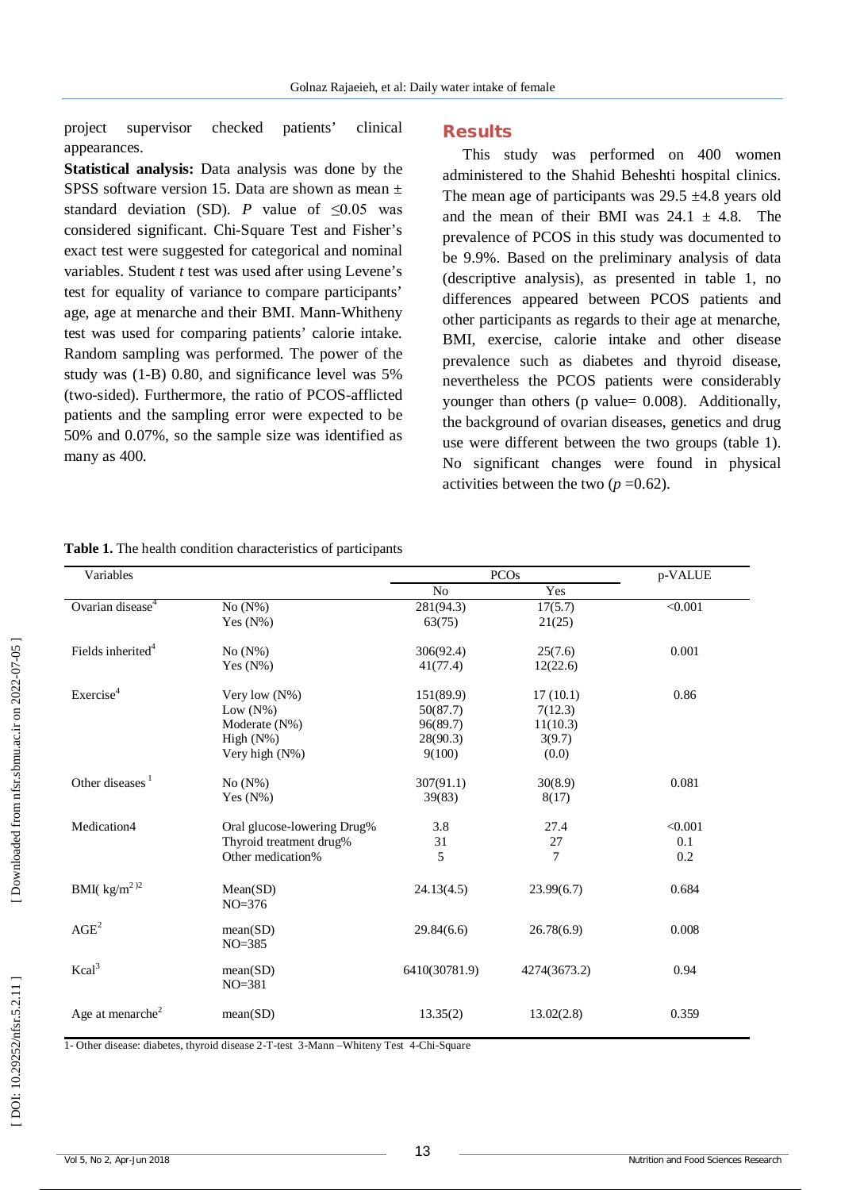project supervisor checked patients' clinical appearances.

**Statistical analysis:** Data analysis was done by the SPSS software version 15. Data are shown as mean ± standard deviation (SD). *P* value of ≤0.05 was considered significant. Chi-Square Test and Fisher's exact test were suggested for categorical and nominal variables. Student *t* test was used after using Levene's test for equality of variance to compare participants' age, age at menarche and their BMI. Mann-Whitheny test was used for comparing patients' calorie intake. Random sampling was performed. The power of the study was (1-B) 0.80, and significance level was 5% (two-sided). Furthermore, the ratio of PCOS-afflicted patients and the sampling error were expected to be 50% and 0.07%, so the sample size was identified as many as 400.

## Results

This study was performed on 400 women administered to the Shahid Beheshti hospital clinics. The mean age of participants was 29.5 ±4.8 years old and the mean of their BMI was 24.1 ± 4.8. The prevalence of PCOS in this study was documented to be 9.9%. Based on the preliminary analysis of data (descriptive analysis), as presented in table 1, no differences appeared between PCOS patients and other participants as regards to their age at menarche, BMI, exercise, calorie intake and other disease prevalence such as diabetes and thyroid disease, nevertheless the PCOS patients were considerably younger than others (p value= 0.008). Additionally, the background of ovarian diseases, genetics and drug use were different between the two groups (table 1). No significant changes were found in physical activities between the two (*p* =0.62).

**Table 1.** The health condition characteristics of participants

| Variables | | PCOs | | p-VALUE |
|---|---|---|---|---|
| | | No | Yes | |
| Ovarian disease[4] | No (N%) | 281(94.3) | 17(5.7) | <0.001 |
| | Yes (N%) | 63(75) | 21(25) | |
| Fields inherited[4] | No (N%) | 306(92.4) | 25(7.6) | 0.001 |
| | Yes (N%) | 41(77.4) | 12(22.6) | |
| Exercise[4] | Very low (N%) | 151(89.9) | 17 (10.1) | 0.86 |
| | Low (N%) | 50(87.7) | 7(12.3) | |
| | Moderate (N%) | 96(89.7) | 11(10.3) | |
| | High (N%) | 28(90.3) | 3(9.7) | |
| | Very high (N%) | 9(100) | (0.0) | |
| Other diseases [1] | No (N%) | 307(91.1) | 30(8.9) | 0.081 |
| | Yes (N%) | 39(83) | 8(17) | |
| Medication4 | Oral glucose-lowering Drug% | 3.8 | 27.4 | <0.001 |
| | Thyroid treatment drug% | 31 | 27 | 0.1 |
| | Other medication% | 5 | 7 | 0.2 |
| BMI( $kg/m^2$ )[2] | Mean(SD) NO=376 | 24.13(4.5) | 23.99(6.7) | 0.684 |
| AGE[2] | mean(SD) NO=385 | 29.84(6.6) | 26.78(6.9) | 0.008 |
| Kcal[3] | mean(SD) NO=381 | 6410(30781.9) | 4274(3673.2) | 0.94 |
| Age at menarche[2] | mean(SD) | 13.35(2) | 13.02(2.8) | 0.359 |

1- Other disease: diabetes, thyroid disease 2-T-test 3-Mann –Whiteny Test 4-Chi-Square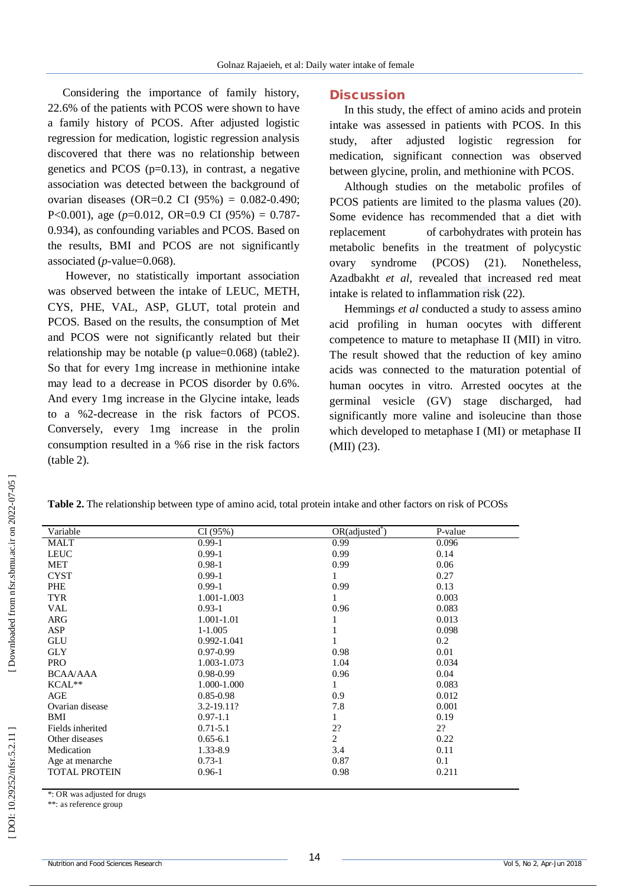Considering the importance of family history, 22.6% of the patients with PCOS were shown to have a family history of PCOS. After adjusted logistic regression for medication, logistic regression analysis discovered that there was no relationship between genetics and PCOS (p=0.13), in contrast, a negative association was detected between the background of ovarian diseases (OR=0.2 CI (95%) = 0.082-0.490; P<0.001), age (*p*=0.012, OR=0.9 CI (95%) = 0.787-0.934), as confounding variables and PCOS. Based on the results, BMI and PCOS are not significantly associated (*p*-value=0.068).

However, no statistically important association was observed between the intake of LEUC, METH, CYS, PHE, VAL, ASP, GLUT, total protein and PCOS. Based on the results, the consumption of Met and PCOS were not significantly related but their relationship may be notable (p value=0.068) (table2). So that for every 1mg increase in methionine intake may lead to a decrease in PCOS disorder by 0.6%. And every 1mg increase in the Glycine intake, leads to a %2-decrease in the risk factors of PCOS. Conversely, every 1mg increase in the prolin consumption resulted in a %6 rise in the risk factors (table 2).

## Discussion

In this study, the effect of amino acids and protein intake was assessed in patients with PCOS. In this study, after adjusted logistic regression for medication, significant connection was observed between glycine, prolin, and methionine with PCOS.

Although studies on the metabolic profiles of PCOS patients are limited to the plasma values (20). Some evidence has recommended that a diet with replacement of carbohydrates with protein has metabolic benefits in the treatment of polycystic ovary syndrome (PCOS) (21). Nonetheless, Azadbakht *et al,* revealed that increased red meat intake is related to inflammation risk (22).

Hemmings *et al* conducted a study to assess amino acid profiling in human oocytes with different competence to mature to metaphase II (MII) in vitro. The result showed that the reduction of key amino acids was connected to the maturation potential of human oocytes in vitro. Arrested oocytes at the germinal vesicle (GV) stage discharged, had significantly more valine and isoleucine than those which developed to metaphase I (MI) or metaphase II (MII) (23).

**Table 2.** The relationship between type of amino acid, total protein intake and other factors on risk of PCOSs

| Variable | CI (95%) | OR(adjusted*) | P-value |
|---|---|---|---|
| MALT | 0.99-1 | 0.99 | 0.096 |
| LEUC | 0.99-1 | 0.99 | 0.14 |
| MET | 0.98-1 | 0.99 | 0.06 |
| CYST | 0.99-1 | 1 | 0.27 |
| PHE | 0.99-1 | 0.99 | 0.13 |
| TYR | 1.001-1.003 | 1 | 0.003 |
| VAL | 0.93-1 | 0.96 | 0.083 |
| ARG | 1.001-1.01 | 1 | 0.013 |
| ASP | 1-1.005 | 1 | 0.098 |
| GLU | 0.992-1.041 | 1 | 0.2 |
| GLY | 0.97-0.99 | 0.98 | 0.01 |
| PRO | 1.003-1.073 | 1.04 | 0.034 |
| BCAA/AAA | 0.98-0.99 | 0.96 | 0.04 |
| KCAL** | 1.000-1.000 | 1 | 0.083 |
| AGE | 0.85-0.98 | 0.9 | 0.012 |
| Ovarian disease | 3.2-19.11? | 7.8 | 0.001 |
| BMI | 0.97-1.1 | 1 | 0.19 |
| Fields inherited | 0.71-5.1 | 2? | 2? |
| Other diseases | 0.65-6.1 | 2 | 0.22 |
| Medication | 1.33-8.9 | 3.4 | 0.11 |
| Age at menarche | 0.73-1 | 0.87 | 0.1 |
| TOTAL PROTEIN | 0.96-1 | 0.98 | 0.211 |

*: OR was adjusted for drugs

**: as reference group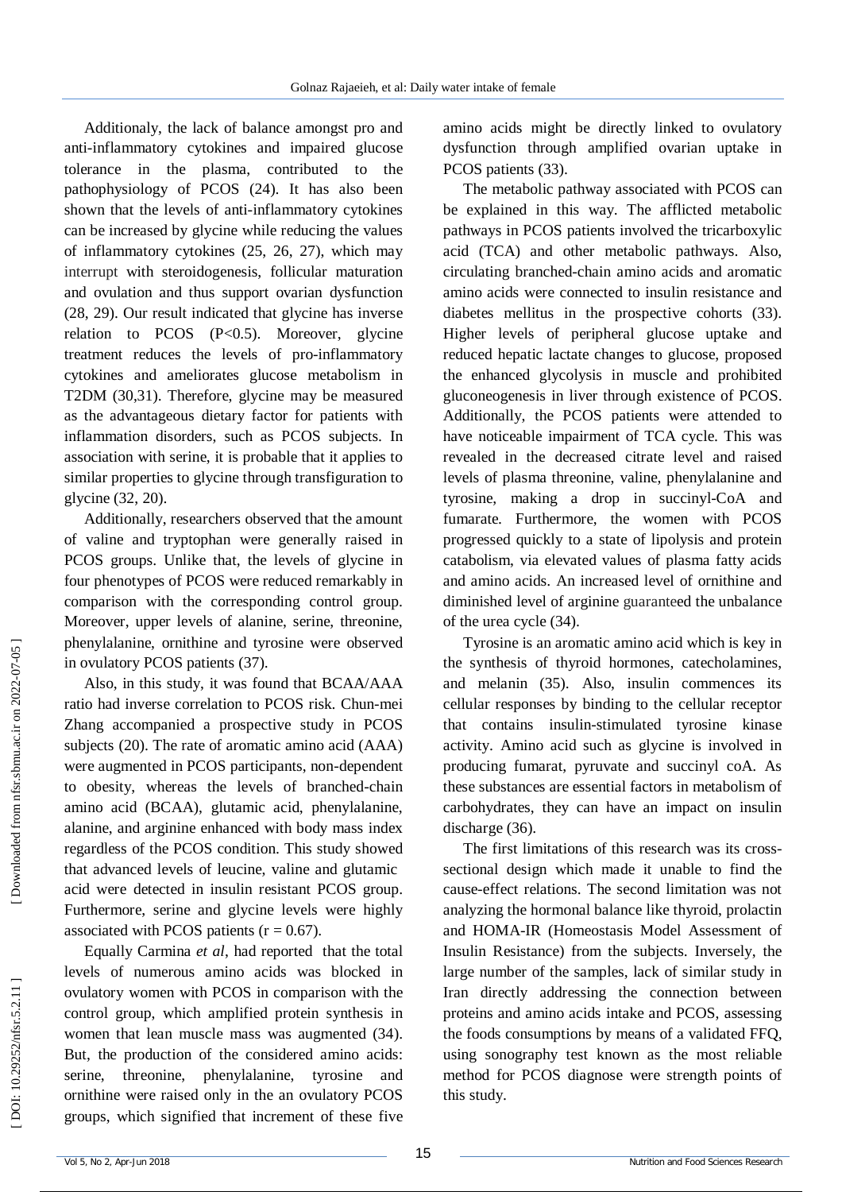Additionaly, the lack of balance amongst pro and anti-inflammatory cytokines and impaired glucose tolerance in the plasma, contributed to the pathophysiology of PCOS (24). It has also been shown that the levels of anti-inflammatory cytokines can be increased by glycine while reducing the values of inflammatory cytokines (25, 26, 27), which may interrupt with steroidogenesis, follicular maturation and ovulation and thus support ovarian dysfunction (28, 29). Our result indicated that glycine has inverse relation to PCOS ($P<0.5$). Moreover, glycine treatment reduces the levels of pro-inflammatory cytokines and ameliorates glucose metabolism in T2DM (30,31). Therefore, glycine may be measured as the advantageous dietary factor for patients with inflammation disorders, such as PCOS subjects. In association with serine, it is probable that it applies to similar properties to glycine through transfiguration to glycine (32, 20).

Additionally, researchers observed that the amount of valine and tryptophan were generally raised in PCOS groups. Unlike that, the levels of glycine in four phenotypes of PCOS were reduced remarkably in comparison with the corresponding control group. Moreover, upper levels of alanine, serine, threonine, phenylalanine, ornithine and tyrosine were observed in ovulatory PCOS patients (37).

Also, in this study, it was found that BCAA/AAA ratio had inverse correlation to PCOS risk. Chun-mei Zhang accompanied a prospective study in PCOS subjects (20). The rate of aromatic amino acid (AAA) were augmented in PCOS participants, non-dependent to obesity, whereas the levels of branched-chain amino acid (BCAA), glutamic acid, phenylalanine, alanine, and arginine enhanced with body mass index regardless of the PCOS condition. This study showed that advanced levels of leucine, valine and glutamic acid were detected in insulin resistant PCOS group. Furthermore, serine and glycine levels were highly associated with PCOS patients ($r = 0.67$).

Equally Carmina *et al*, had reported that the total levels of numerous amino acids was blocked in ovulatory women with PCOS in comparison with the control group, which amplified protein synthesis in women that lean muscle mass was augmented (34). But, the production of the considered amino acids: serine, threonine, phenylalanine, tyrosine and ornithine were raised only in the an ovulatory PCOS groups, which signified that increment of these five amino acids might be directly linked to ovulatory dysfunction through amplified ovarian uptake in PCOS patients (33).

The metabolic pathway associated with PCOS can be explained in this way. The afflicted metabolic pathways in PCOS patients involved the tricarboxylic acid (TCA) and other metabolic pathways. Also, circulating branched-chain amino acids and aromatic amino acids were connected to insulin resistance and diabetes mellitus in the prospective cohorts (33). Higher levels of peripheral glucose uptake and reduced hepatic lactate changes to glucose, proposed the enhanced glycolysis in muscle and prohibited gluconeogenesis in liver through existence of PCOS. Additionally, the PCOS patients were attended to have noticeable impairment of TCA cycle. This was revealed in the decreased citrate level and raised levels of plasma threonine, valine, phenylalanine and tyrosine, making a drop in succinyl-CoA and fumarate. Furthermore, the women with PCOS progressed quickly to a state of lipolysis and protein catabolism, via elevated values of plasma fatty acids and amino acids. An increased level of ornithine and diminished level of arginine guaranteed the unbalance of the urea cycle (34).

Tyrosine is an aromatic amino acid which is key in the synthesis of thyroid hormones, catecholamines, and melanin (35). Also, insulin commences its cellular responses by binding to the cellular receptor that contains insulin-stimulated tyrosine kinase activity. Amino acid such as glycine is involved in producing fumarat, pyruvate and succinyl coA. As these substances are essential factors in metabolism of carbohydrates, they can have an impact on insulin discharge (36).

The first limitations of this research was its cross-sectional design which made it unable to find the cause-effect relations. The second limitation was not analyzing the hormonal balance like thyroid, prolactin and HOMA-IR (Homeostasis Model Assessment of Insulin Resistance) from the subjects. Inversely, the large number of the samples, lack of similar study in Iran directly addressing the connection between proteins and amino acids intake and PCOS, assessing the foods consumptions by means of a validated FFQ, using sonography test known as the most reliable method for PCOS diagnose were strength points of this study.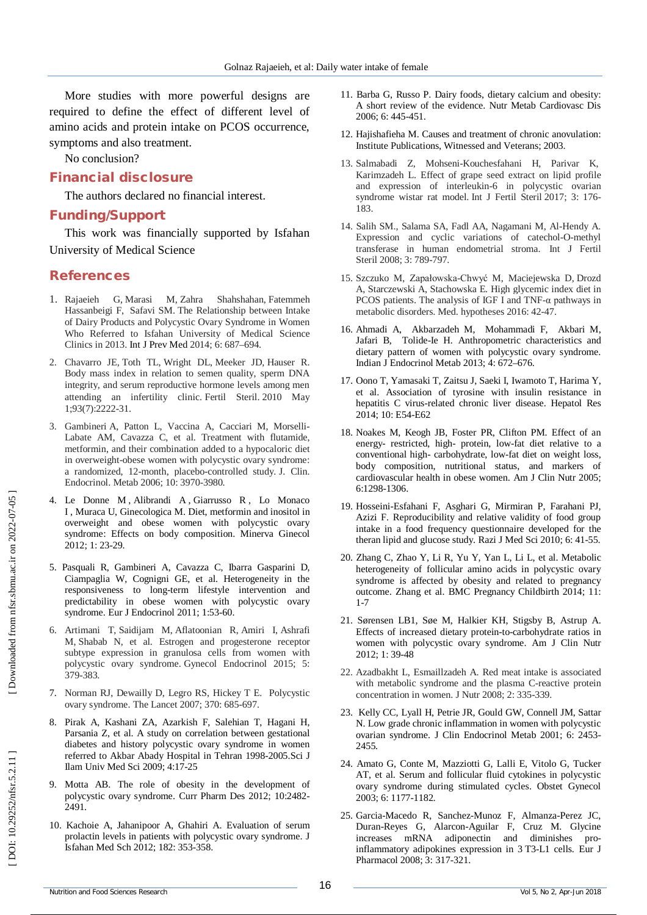More studies with more powerful designs are required to define the effect of different level of amino acids and protein intake on PCOS occurrence, symptoms and also treatment.

No conclusion?

## Financial disclosure

The authors declared no financial interest.

## Funding/Support

This work was financially supported by Isfahan University of Medical Science

## References

1. Rajaeieh G, Marasi M, Zahra Shahshahan, Fatemmeh Hassanbeigi F, Safavi SM. The Relationship between Intake of Dairy Products and Polycystic Ovary Syndrome in Women Who Referred to Isfahan University of Medical Science Clinics in 2013. Int J Prev Med 2014; 6: 687–694.
2. Chavarro JE, Toth TL, Wright DL, Meeker JD, Hauser R. Body mass index in relation to semen quality, sperm DNA integrity, and serum reproductive hormone levels among men attending an infertility clinic. Fertil Steril. 2010 May 1;93(7):2222-31.
3. Gambineri A, Patton L, Vaccina A, Cacciari M, Morselli-Labate AM, Cavazza C, et al. Treatment with flutamide, metformin, and their combination added to a hypocaloric diet in overweight-obese women with polycystic ovary syndrome: a randomized, 12-month, placebo-controlled study. J. Clin. Endocrinol. Metab 2006; 10: 3970-3980.
4. Le Donne M, Alibrandi A, Giarrusso R, Lo Monaco I, Muraca U, Ginecologica M. Diet, metformin and inositol in overweight and obese women with polycystic ovary syndrome: Effects on body composition. Minerva Ginecol 2012; 1: 23-29.
5. Pasquali R, Gambineri A, Cavazza C, Ibarra Gasparini D, Ciampaglia W, Cognigni GE, et al. Heterogeneity in the responsiveness to long-term lifestyle intervention and predictability in obese women with polycystic ovary syndrome. Eur J Endocrinol 2011; 1:53-60.
6. Artimani T, Saidijam M, Aflatoonian R, Amiri I, Ashrafi M, Shabab N, et al. Estrogen and progesterone receptor subtype expression in granulosa cells from women with polycystic ovary syndrome. Gynecol Endocrinol 2015; 5: 379-383.
7. Norman RJ, Dewailly D, Legro RS, Hickey T E. Polycystic ovary syndrome. The Lancet 2007; 370: 685-697.
8. Pirak A, Kashani ZA, Azarkish F, Salehian T, Hagani H, Parsania Z, et al. A study on correlation between gestational diabetes and history polycystic ovary syndrome in women referred to Akbar Abady Hospital in Tehran 1998-2005.Sci J Ilam Univ Med Sci 2009; 4:17-25
9. Motta AB. The role of obesity in the development of polycystic ovary syndrome. Curr Pharm Des 2012; 10:2482-2491.
10. Kachoie A, Jahanipoor A, Ghahiri A. Evaluation of serum prolactin levels in patients with polycystic ovary syndrome. J Isfahan Med Sch 2012; 182: 353-358.
11. Barba G, Russo P. Dairy foods, dietary calcium and obesity: A short review of the evidence. Nutr Metab Cardiovasc Dis 2006; 6: 445-451.
12. Hajishafieha M. Causes and treatment of chronic anovulation: Institute Publications, Witnessed and Veterans; 2003.
13. Salmabadi Z, Mohseni-Kouchesfahani H, Parivar K, Karimzadeh L. Effect of grape seed extract on lipid profile and expression of interleukin-6 in polycystic ovarian syndrome wistar rat model. Int J Fertil Steril 2017; 3: 176-183.
14. Salih SM., Salama SA, Fadl AA, Nagamani M, Al-Hendy A. Expression and cyclic variations of catechol-O-methyl transferase in human endometrial stroma. Int J Fertil Steril 2008; 3: 789-797.
15. Szczuko M, Zapałowska-Chwyć M, Maciejewska D, Drozd A, Starczewski A, Stachowska E. High glycemic index diet in PCOS patients. The analysis of IGF I and TNF-α pathways in metabolic disorders. Med. hypotheses 2016: 42-47.
16. Ahmadi A, Akbarzadeh M, Mohammadi F, Akbari M, Jafari B, Tolide-Ie H. Anthropometric characteristics and dietary pattern of women with polycystic ovary syndrome. Indian J Endocrinol Metab 2013; 4: 672–676.
17. Oono T, Yamasaki T, Zaitsu J, Saeki I, Iwamoto T, Harima Y, et al. Association of tyrosine with insulin resistance in hepatitis C virus-related chronic liver disease. Hepatol Res 2014; 10: E54-E62
18. Noakes M, Keogh JB, Foster PR, Clifton PM. Effect of an energy- restricted, high- protein, low-fat diet relative to a conventional high- carbohydrate, low-fat diet on weight loss, body composition, nutritional status, and markers of cardiovascular health in obese women. Am J Clin Nutr 2005; 6:1298-1306.
19. Hosseini-Esfahani F, Asghari G, Mirmiran P, Farahani PJ, Azizi F. Reproducibility and relative validity of food group intake in a food frequency questionnaire developed for the theran lipid and glucose study. Razi J Med Sci 2010; 6: 41-55.
20. Zhang C, Zhao Y, Li R, Yu Y, Yan L, Li L, et al. Metabolic heterogeneity of follicular amino acids in polycystic ovary syndrome is affected by obesity and related to pregnancy outcome. Zhang et al. BMC Pregnancy Childbirth 2014; 11: 1-7
21. Sørensen LB1, Søe M, Halkier KH, Stigsby B, Astrup A. Effects of increased dietary protein-to-carbohydrate ratios in women with polycystic ovary syndrome. Am J Clin Nutr 2012; 1: 39-48
22. Azadbakht L, Esmaillzadeh A. Red meat intake is associated with metabolic syndrome and the plasma C-reactive protein concentration in women. J Nutr 2008; 2: 335-339.
23. Kelly CC, Lyall H, Petrie JR, Gould GW, Connell JM, Sattar N. Low grade chronic inflammation in women with polycystic ovarian syndrome. J Clin Endocrinol Metab 2001; 6: 2453-2455.
24. Amato G, Conte M, Mazziotti G, Lalli E, Vitolo G, Tucker AT, et al. Serum and follicular fluid cytokines in polycystic ovary syndrome during stimulated cycles. Obstet Gynecol 2003; 6: 1177-1182.
25. Garcia-Macedo R, Sanchez-Munoz F, Almanza-Perez JC, Duran-Reyes G, Alarcon-Aguilar F, Cruz M. Glycine increases mRNA adiponectin and diminishes pro-inflammatory adipokines expression in 3 T3-L1 cells. Eur J Pharmacol 2008; 3: 317-321.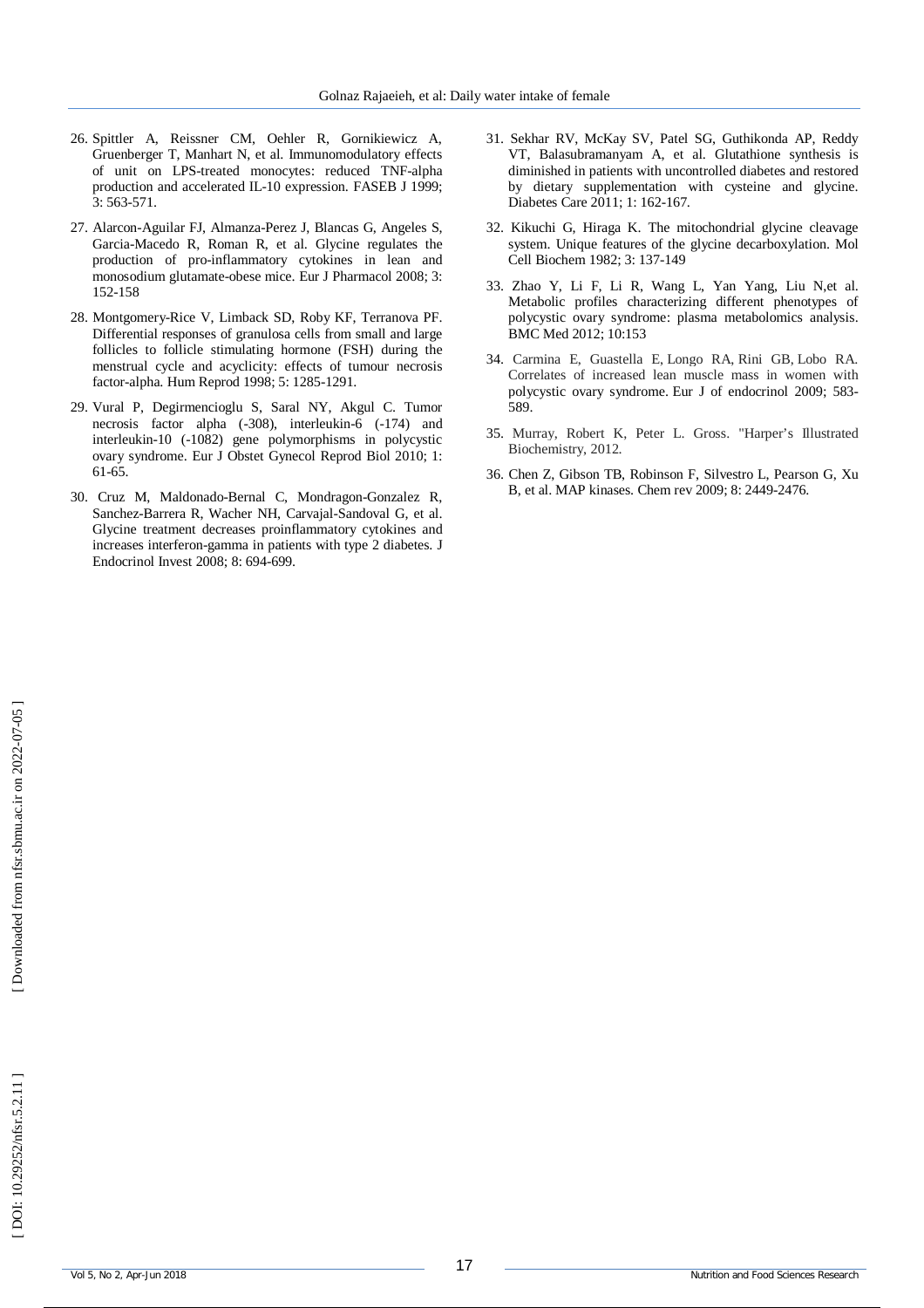26. Spittler A, Reissner CM, Oehler R, Gornikiewicz A, Gruenberger T, Manhart N, et al. Immunomodulatory effects of unit on LPS-treated monocytes: reduced TNF-alpha production and accelerated IL-10 expression. FASEB J 1999; 3: 563-571.

27. Alarcon-Aguilar FJ, Almanza-Perez J, Blancas G, Angeles S, Garcia-Macedo R, Roman R, et al. Glycine regulates the production of pro-inflammatory cytokines in lean and monosodium glutamate-obese mice. Eur J Pharmacol 2008; 3: 152-158

28. Montgomery-Rice V, Limback SD, Roby KF, Terranova PF. Differential responses of granulosa cells from small and large follicles to follicle stimulating hormone (FSH) during the menstrual cycle and acyclicity: effects of tumour necrosis factor-alpha. Hum Reprod 1998; 5: 1285-1291.

29. Vural P, Degirmencioglu S, Saral NY, Akgul C. Tumor necrosis factor alpha (-308), interleukin-6 (-174) and interleukin-10 (-1082) gene polymorphisms in polycystic ovary syndrome. Eur J Obstet Gynecol Reprod Biol 2010; 1: 61-65.

30. Cruz M, Maldonado-Bernal C, Mondragon-Gonzalez R, Sanchez-Barrera R, Wacher NH, Carvajal-Sandoval G, et al. Glycine treatment decreases proinflammatory cytokines and increases interferon-gamma in patients with type 2 diabetes. J Endocrinol Invest 2008; 8: 694-699.

31. Sekhar RV, McKay SV, Patel SG, Guthikonda AP, Reddy VT, Balasubramanyam A, et al. Glutathione synthesis is diminished in patients with uncontrolled diabetes and restored by dietary supplementation with cysteine and glycine. Diabetes Care 2011; 1: 162-167.

32. Kikuchi G, Hiraga K. The mitochondrial glycine cleavage system. Unique features of the glycine decarboxylation. Mol Cell Biochem 1982; 3: 137-149

33. Zhao Y, Li F, Li R, Wang L, Yan Yang, Liu N,et al. Metabolic profiles characterizing different phenotypes of polycystic ovary syndrome: plasma metabolomics analysis. BMC Med 2012; 10:153

34. Carmina E, Guastella E, Longo RA, Rini GB, Lobo RA. Correlates of increased lean muscle mass in women with polycystic ovary syndrome. Eur J of endocrinol 2009; 583-589.

35. Murray, Robert K, Peter L. Gross. "Harper's Illustrated Biochemistry, 2012.

36. Chen Z, Gibson TB, Robinson F, Silvestro L, Pearson G, Xu B, et al. MAP kinases. Chem rev 2009; 8: 2449-2476.